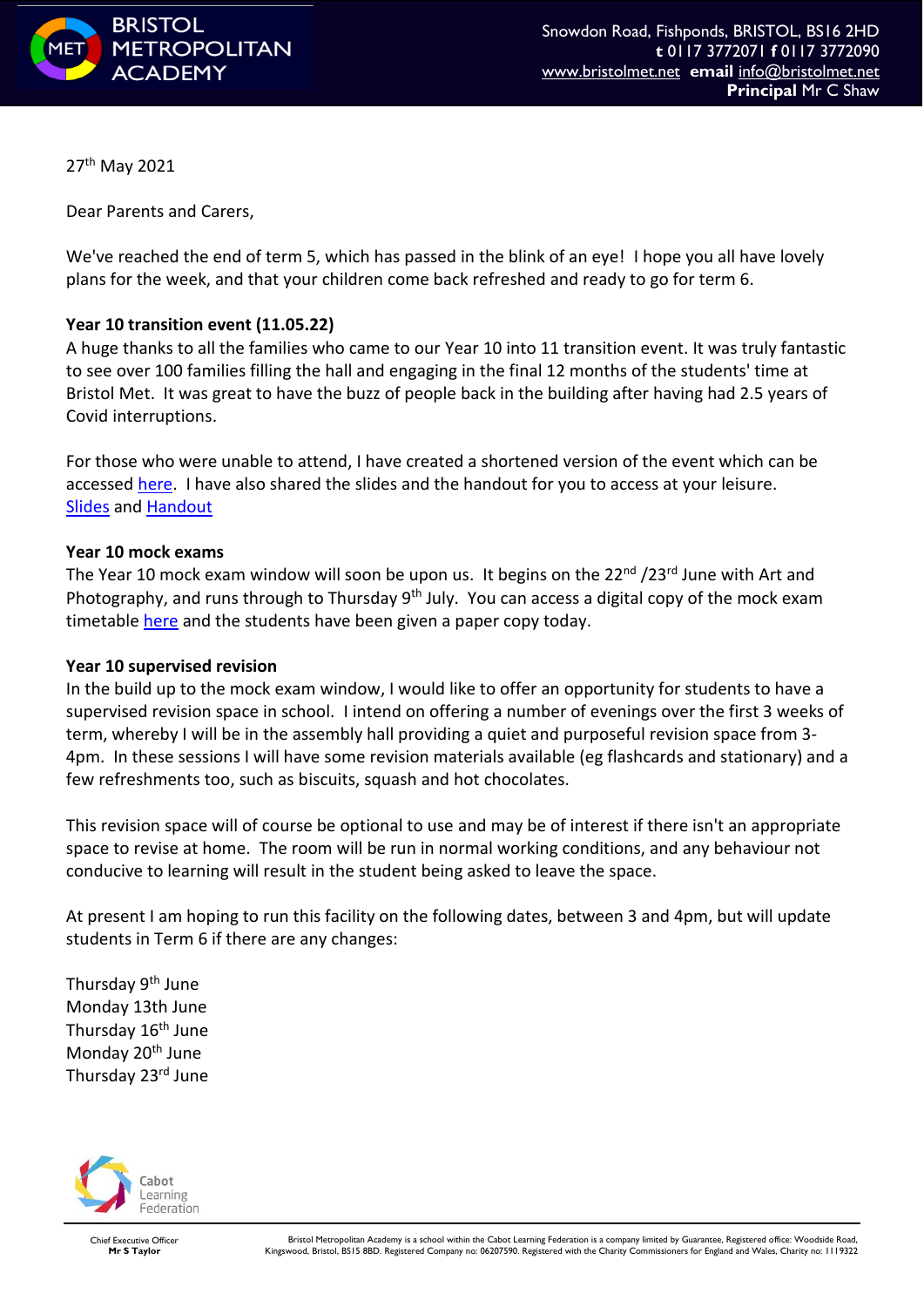BRISTOL METROPOLITAN ACADEMY

Snowdon Road, Fishponds, BRISTOL, BS16 2HD
**t** 0117 3772071 **f** 0117 3772090
www.bristolmet.net **email** info@bristolmet.net
**Principal** Mr C Shaw

27th May 2021

Dear Parents and Carers,

We've reached the end of term 5, which has passed in the blink of an eye! I hope you all have lovely plans for the week, and that your children come back refreshed and ready to go for term 6.

**Year 10 transition event (11.05.22)**

A huge thanks to all the families who came to our Year 10 into 11 transition event. It was truly fantastic to see over 100 families filling the hall and engaging in the final 12 months of the students' time at Bristol Met. It was great to have the buzz of people back in the building after having had 2.5 years of Covid interruptions.

For those who were unable to attend, I have created a shortened version of the event which can be accessed here. I have also shared the slides and the handout for you to access at your leisure. Slides and Handout

**Year 10 mock exams**

The Year 10 mock exam window will soon be upon us. It begins on the 22nd /23rd June with Art and Photography, and runs through to Thursday 9th July. You can access a digital copy of the mock exam timetable here and the students have been given a paper copy today.

**Year 10 supervised revision**

In the build up to the mock exam window, I would like to offer an opportunity for students to have a supervised revision space in school. I intend on offering a number of evenings over the first 3 weeks of term, whereby I will be in the assembly hall providing a quiet and purposeful revision space from 3-4pm. In these sessions I will have some revision materials available (eg flashcards and stationary) and a few refreshments too, such as biscuits, squash and hot chocolates.

This revision space will of course be optional to use and may be of interest if there isn't an appropriate space to revise at home. The room will be run in normal working conditions, and any behaviour not conducive to learning will result in the student being asked to leave the space.

At present I am hoping to run this facility on the following dates, between 3 and 4pm, but will update students in Term 6 if there are any changes:

Thursday 9th June
Monday 13th June
Thursday 16th June
Monday 20th June
Thursday 23rd June

Cabot Learning Federation

Chief Executive Officer
**Mr S Taylor**

Bristol Metropolitan Academy is a school within the Cabot Learning Federation is a company limited by Guarantee, Registered office: Woodside Road, Kingswood, Bristol, BS15 8BD. Registered Company no: 06207590. Registered with the Charity Commissioners for England and Wales, Charity no: 1119322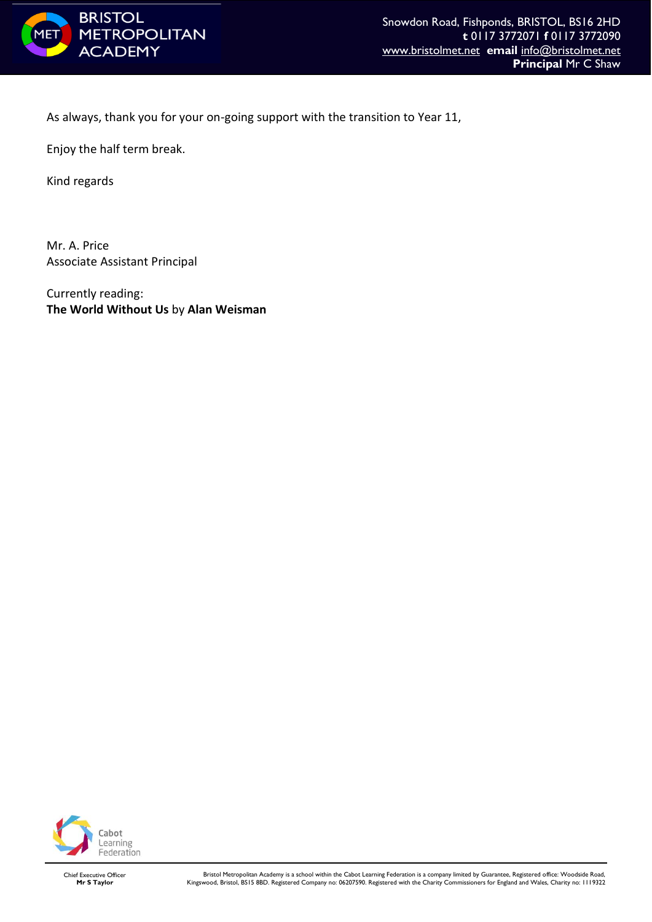As always, thank you for your on-going support with the transition to Year 11,

Enjoy the half term break.

Kind regards

Mr. A. Price
Associate Assistant Principal

Currently reading:
**The World Without Us** by **Alan Weisman**